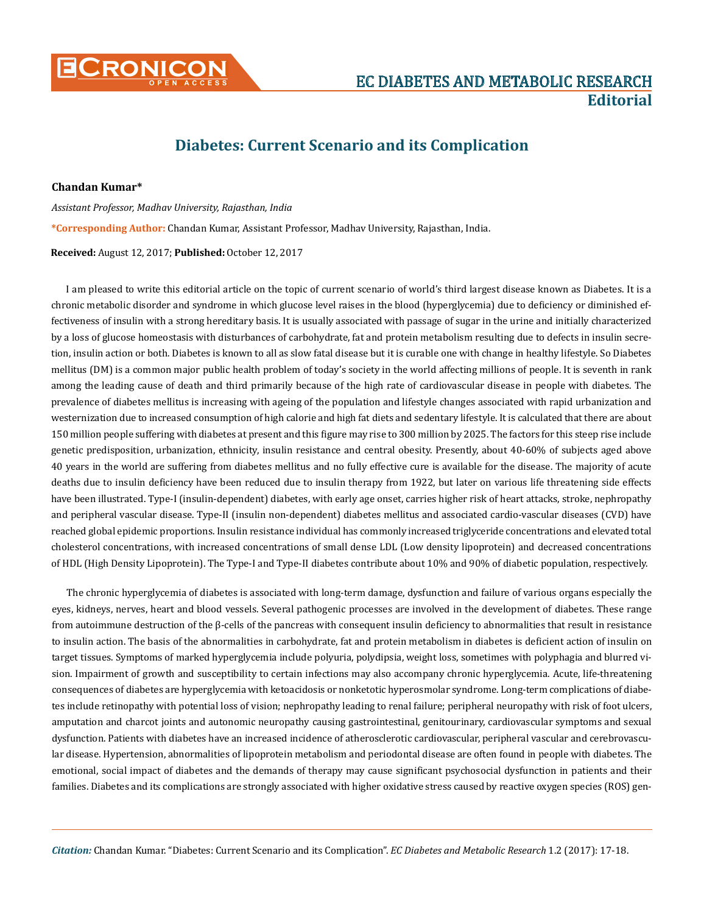# Diabetes: Current Scenario and its Complication

**Chandan Kumar***

*Assistant Professor, Madhav University, Rajasthan, India*

***Corresponding Author:** Chandan Kumar, Assistant Professor, Madhav University, Rajasthan, India.

**Received:** August 12, 2017; **Published:** October 12, 2017

I am pleased to write this editorial article on the topic of current scenario of world's third largest disease known as Diabetes. It is a chronic metabolic disorder and syndrome in which glucose level raises in the blood (hyperglycemia) due to deficiency or diminished effectiveness of insulin with a strong hereditary basis. It is usually associated with passage of sugar in the urine and initially characterized by a loss of glucose homeostasis with disturbances of carbohydrate, fat and protein metabolism resulting due to defects in insulin secretion, insulin action or both. Diabetes is known to all as slow fatal disease but it is curable one with change in healthy lifestyle. So Diabetes mellitus (DM) is a common major public health problem of today's society in the world affecting millions of people. It is seventh in rank among the leading cause of death and third primarily because of the high rate of cardiovascular disease in people with diabetes. The prevalence of diabetes mellitus is increasing with ageing of the population and lifestyle changes associated with rapid urbanization and westernization due to increased consumption of high calorie and high fat diets and sedentary lifestyle. It is calculated that there are about 150 million people suffering with diabetes at present and this figure may rise to 300 million by 2025. The factors for this steep rise include genetic predisposition, urbanization, ethnicity, insulin resistance and central obesity. Presently, about 40-60% of subjects aged above 40 years in the world are suffering from diabetes mellitus and no fully effective cure is available for the disease. The majority of acute deaths due to insulin deficiency have been reduced due to insulin therapy from 1922, but later on various life threatening side effects have been illustrated. Type-I (insulin-dependent) diabetes, with early age onset, carries higher risk of heart attacks, stroke, nephropathy and peripheral vascular disease. Type-II (insulin non-dependent) diabetes mellitus and associated cardio-vascular diseases (CVD) have reached global epidemic proportions. Insulin resistance individual has commonly increased triglyceride concentrations and elevated total cholesterol concentrations, with increased concentrations of small dense LDL (Low density lipoprotein) and decreased concentrations of HDL (High Density Lipoprotein). The Type-I and Type-II diabetes contribute about 10% and 90% of diabetic population, respectively.

The chronic hyperglycemia of diabetes is associated with long-term damage, dysfunction and failure of various organs especially the eyes, kidneys, nerves, heart and blood vessels. Several pathogenic processes are involved in the development of diabetes. These range from autoimmune destruction of the β-cells of the pancreas with consequent insulin deficiency to abnormalities that result in resistance to insulin action. The basis of the abnormalities in carbohydrate, fat and protein metabolism in diabetes is deficient action of insulin on target tissues. Symptoms of marked hyperglycemia include polyuria, polydipsia, weight loss, sometimes with polyphagia and blurred vision. Impairment of growth and susceptibility to certain infections may also accompany chronic hyperglycemia. Acute, life-threatening consequences of diabetes are hyperglycemia with ketoacidosis or nonketotic hyperosmolar syndrome. Long-term complications of diabetes include retinopathy with potential loss of vision; nephropathy leading to renal failure; peripheral neuropathy with risk of foot ulcers, amputation and charcot joints and autonomic neuropathy causing gastrointestinal, genitourinary, cardiovascular symptoms and sexual dysfunction. Patients with diabetes have an increased incidence of atherosclerotic cardiovascular, peripheral vascular and cerebrovascular disease. Hypertension, abnormalities of lipoprotein metabolism and periodontal disease are often found in people with diabetes. The emotional, social impact of diabetes and the demands of therapy may cause significant psychosocial dysfunction in patients and their families. Diabetes and its complications are strongly associated with higher oxidative stress caused by reactive oxygen species (ROS) gen-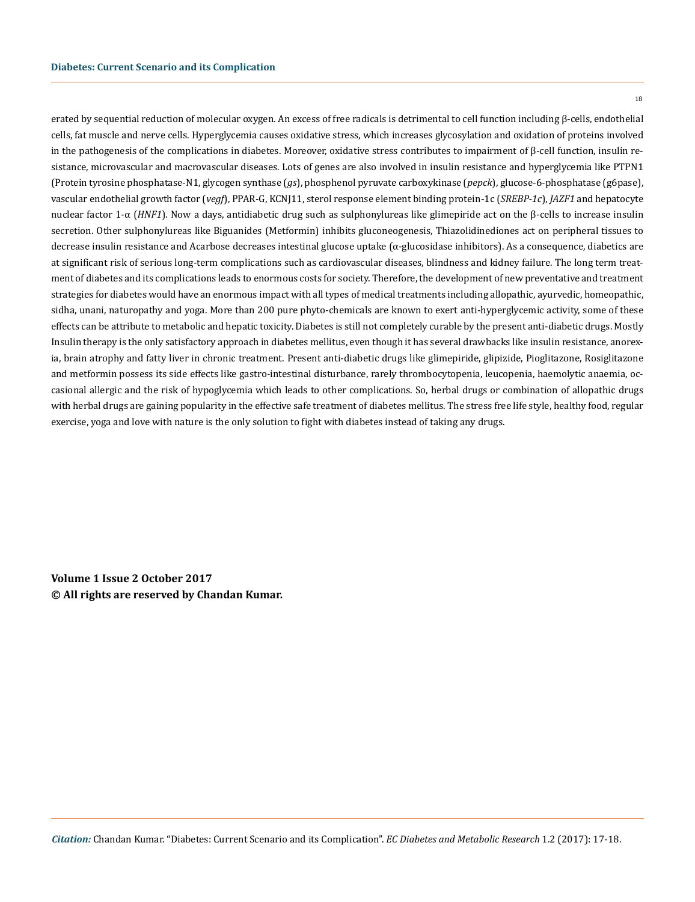erated by sequential reduction of molecular oxygen. An excess of free radicals is detrimental to cell function including β-cells, endothelial cells, fat muscle and nerve cells. Hyperglycemia causes oxidative stress, which increases glycosylation and oxidation of proteins involved in the pathogenesis of the complications in diabetes. Moreover, oxidative stress contributes to impairment of β-cell function, insulin resistance, microvascular and macrovascular diseases. Lots of genes are also involved in insulin resistance and hyperglycemia like PTPN1 (Protein tyrosine phosphatase-N1, glycogen synthase (*gs*), phosphenol pyruvate carboxykinase (*pepck*), glucose-6-phosphatase (g6pase), vascular endothelial growth factor (*vegf*), PPAR-G, KCNJ11, sterol response element binding protein-1c (*SREBP-1c*), *JAZF1* and hepatocyte nuclear factor 1-α (*HNF1*). Now a days, antidiabetic drug such as sulphonylureas like glimepiride act on the β-cells to increase insulin secretion. Other sulphonylureas like Biguanides (Metformin) inhibits gluconeogenesis, Thiazolidinediones act on peripheral tissues to decrease insulin resistance and Acarbose decreases intestinal glucose uptake (α-glucosidase inhibitors). As a consequence, diabetics are at significant risk of serious long-term complications such as cardiovascular diseases, blindness and kidney failure. The long term treatment of diabetes and its complications leads to enormous costs for society. Therefore, the development of new preventative and treatment strategies for diabetes would have an enormous impact with all types of medical treatments including allopathic, ayurvedic, homeopathic, sidha, unani, naturopathy and yoga. More than 200 pure phyto-chemicals are known to exert anti-hyperglycemic activity, some of these effects can be attribute to metabolic and hepatic toxicity. Diabetes is still not completely curable by the present anti-diabetic drugs. Mostly Insulin therapy is the only satisfactory approach in diabetes mellitus, even though it has several drawbacks like insulin resistance, anorexia, brain atrophy and fatty liver in chronic treatment. Present anti-diabetic drugs like glimepiride, glipizide, Pioglitazone, Rosiglitazone and metformin possess its side effects like gastro-intestinal disturbance, rarely thrombocytopenia, leucopenia, haemolytic anaemia, occasional allergic and the risk of hypoglycemia which leads to other complications. So, herbal drugs or combination of allopathic drugs with herbal drugs are gaining popularity in the effective safe treatment of diabetes mellitus. The stress free life style, healthy food, regular exercise, yoga and love with nature is the only solution to fight with diabetes instead of taking any drugs.

**Volume 1 Issue 2 October 2017**
**© All rights are reserved by Chandan Kumar.**